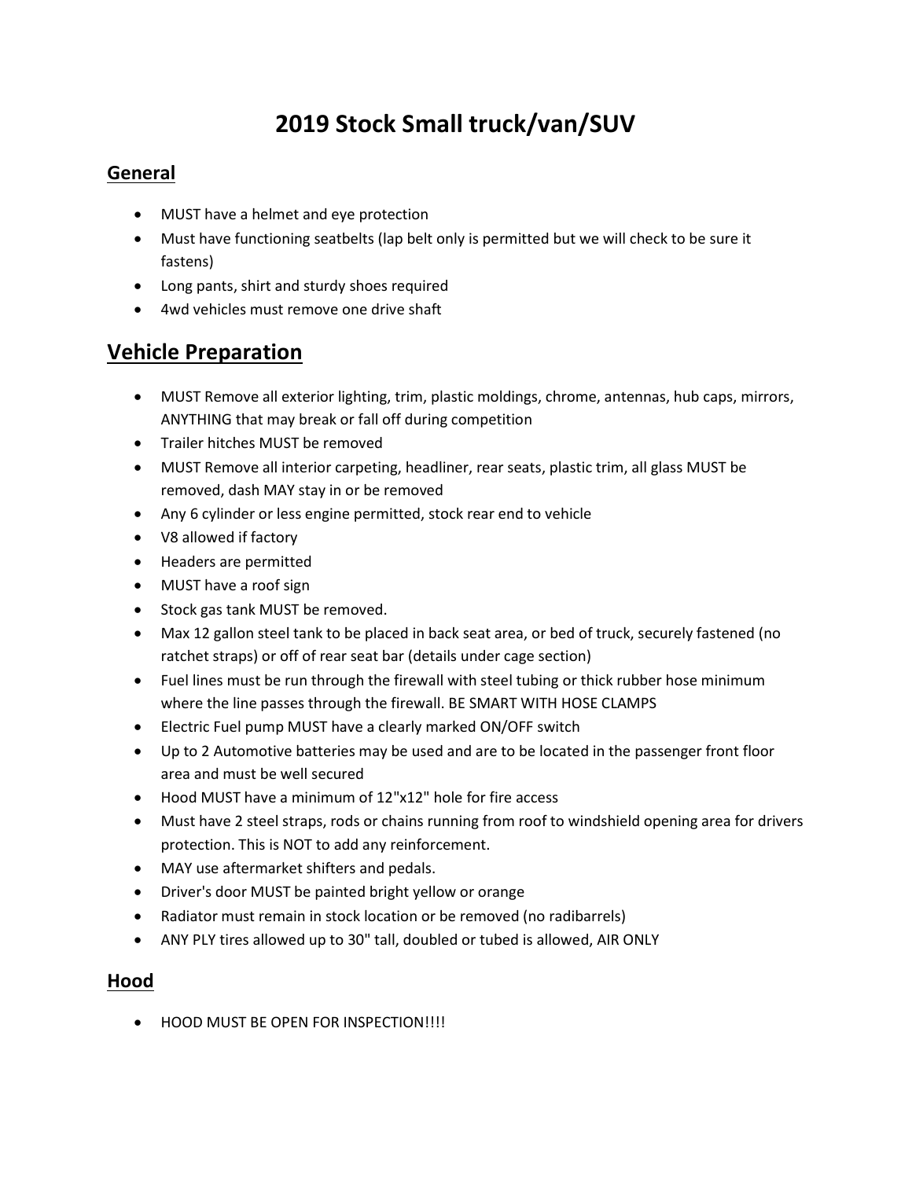# 2019 Stock Small truck/van/SUV

## General

- MUST have a helmet and eye protection
- Must have functioning seatbelts (lap belt only is permitted but we will check to be sure it fastens)
- Long pants, shirt and sturdy shoes required
- 4wd vehicles must remove one drive shaft

## Vehicle Preparation

- MUST Remove all exterior lighting, trim, plastic moldings, chrome, antennas, hub caps, mirrors, ANYTHING that may break or fall off during competition
- Trailer hitches MUST be removed
- MUST Remove all interior carpeting, headliner, rear seats, plastic trim, all glass MUST be removed, dash MAY stay in or be removed
- Any 6 cylinder or less engine permitted, stock rear end to vehicle
- V8 allowed if factory
- Headers are permitted
- MUST have a roof sign
- Stock gas tank MUST be removed.
- Max 12 gallon steel tank to be placed in back seat area, or bed of truck, securely fastened (no ratchet straps) or off of rear seat bar (details under cage section)
- Fuel lines must be run through the firewall with steel tubing or thick rubber hose minimum where the line passes through the firewall. BE SMART WITH HOSE CLAMPS
- Electric Fuel pump MUST have a clearly marked ON/OFF switch
- Up to 2 Automotive batteries may be used and are to be located in the passenger front floor area and must be well secured
- Hood MUST have a minimum of 12"x12" hole for fire access
- Must have 2 steel straps, rods or chains running from roof to windshield opening area for drivers protection. This is NOT to add any reinforcement.
- MAY use aftermarket shifters and pedals.
- Driver's door MUST be painted bright yellow or orange
- Radiator must remain in stock location or be removed (no radibarrels)
- ANY PLY tires allowed up to 30" tall, doubled or tubed is allowed, AIR ONLY

## Hood

- HOOD MUST BE OPEN FOR INSPECTION!!!!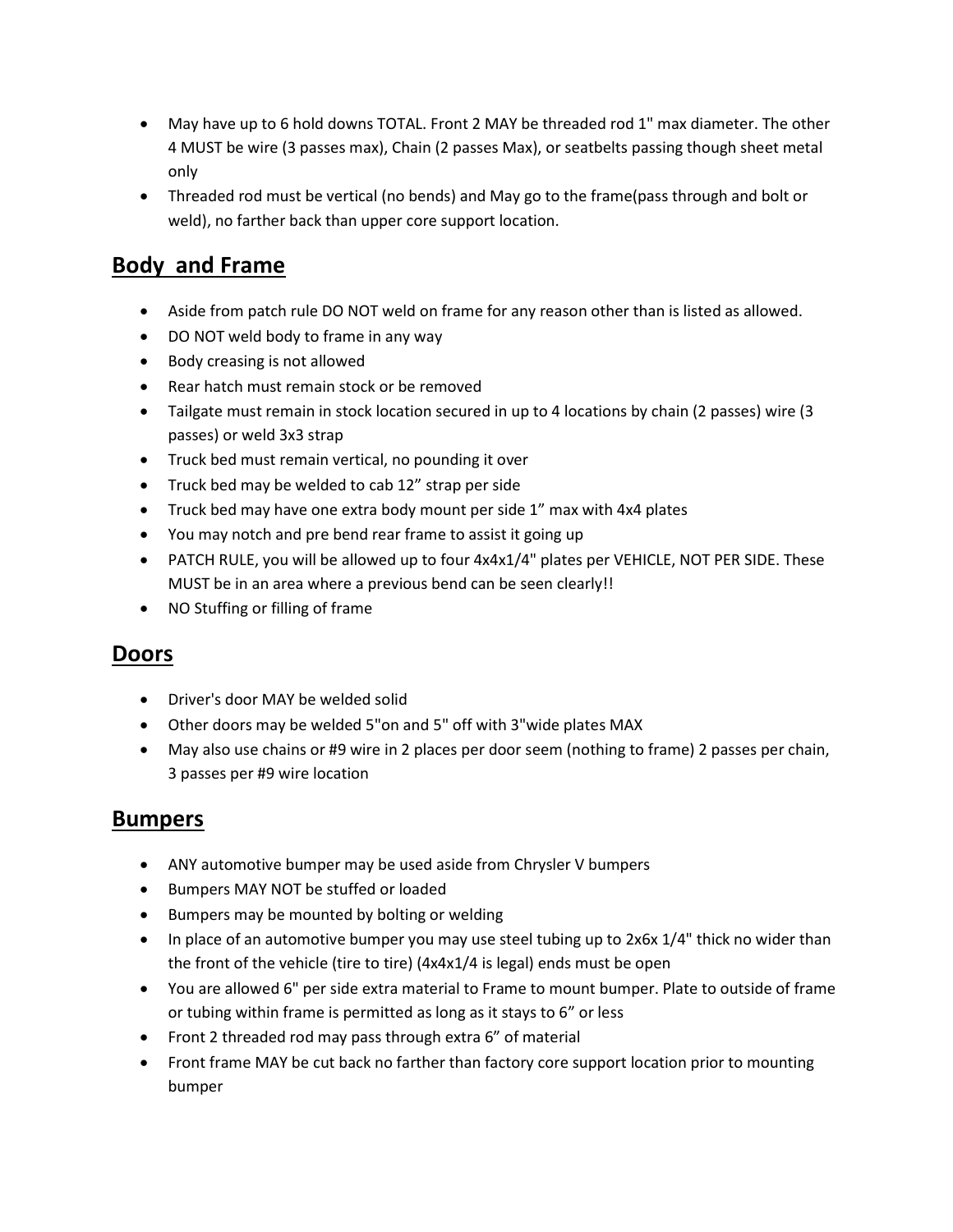- May have up to 6 hold downs TOTAL. Front 2 MAY be threaded rod 1" max diameter. The other 4 MUST be wire (3 passes max), Chain (2 passes Max), or seatbelts passing though sheet metal only
- Threaded rod must be vertical (no bends) and May go to the frame(pass through and bolt or weld), no farther back than upper core support location.

## Body and Frame

- Aside from patch rule DO NOT weld on frame for any reason other than is listed as allowed.
- DO NOT weld body to frame in any way
- Body creasing is not allowed
- Rear hatch must remain stock or be removed
- Tailgate must remain in stock location secured in up to 4 locations by chain (2 passes) wire (3 passes) or weld 3x3 strap
- Truck bed must remain vertical, no pounding it over
- Truck bed may be welded to cab 12" strap per side
- Truck bed may have one extra body mount per side 1" max with 4x4 plates
- You may notch and pre bend rear frame to assist it going up
- PATCH RULE, you will be allowed up to four 4x4x1/4" plates per VEHICLE, NOT PER SIDE. These MUST be in an area where a previous bend can be seen clearly!!
- NO Stuffing or filling of frame

## Doors

- Driver's door MAY be welded solid
- Other doors may be welded 5"on and 5" off with 3"wide plates MAX
- May also use chains or #9 wire in 2 places per door seem (nothing to frame) 2 passes per chain, 3 passes per #9 wire location

## Bumpers

- ANY automotive bumper may be used aside from Chrysler V bumpers
- Bumpers MAY NOT be stuffed or loaded
- Bumpers may be mounted by bolting or welding
- In place of an automotive bumper you may use steel tubing up to 2x6x 1/4" thick no wider than the front of the vehicle (tire to tire) (4x4x1/4 is legal) ends must be open
- You are allowed 6" per side extra material to Frame to mount bumper. Plate to outside of frame or tubing within frame is permitted as long as it stays to 6" or less
- Front 2 threaded rod may pass through extra 6" of material
- Front frame MAY be cut back no farther than factory core support location prior to mounting bumper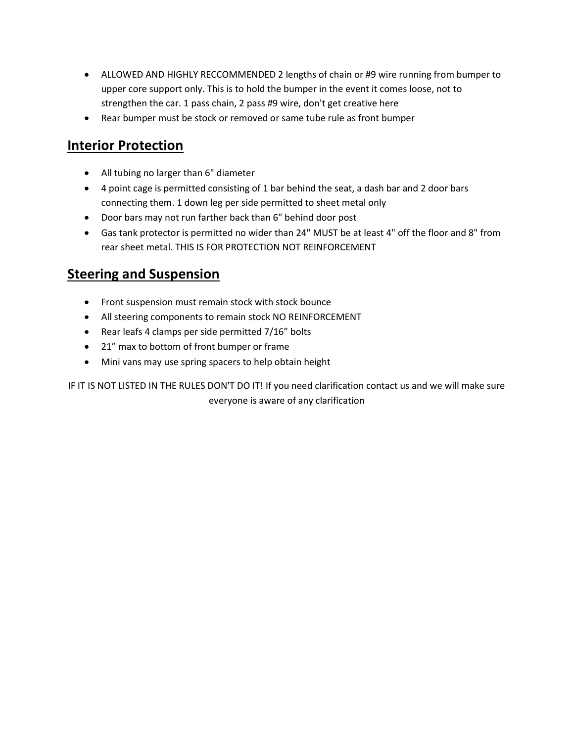- ALLOWED AND HIGHLY RECCOMMENDED 2 lengths of chain or #9 wire running from bumper to upper core support only. This is to hold the bumper in the event it comes loose, not to strengthen the car. 1 pass chain, 2 pass #9 wire, don't get creative here
- Rear bumper must be stock or removed or same tube rule as front bumper

## Interior Protection

- All tubing no larger than 6" diameter
- 4 point cage is permitted consisting of 1 bar behind the seat, a dash bar and 2 door bars connecting them. 1 down leg per side permitted to sheet metal only
- Door bars may not run farther back than 6" behind door post
- Gas tank protector is permitted no wider than 24" MUST be at least 4" off the floor and 8" from rear sheet metal. THIS IS FOR PROTECTION NOT REINFORCEMENT

## Steering and Suspension

- Front suspension must remain stock with stock bounce
- All steering components to remain stock NO REINFORCEMENT
- Rear leafs 4 clamps per side permitted 7/16" bolts
- 21" max to bottom of front bumper or frame
- Mini vans may use spring spacers to help obtain height

IF IT IS NOT LISTED IN THE RULES DON'T DO IT! If you need clarification contact us and we will make sure everyone is aware of any clarification